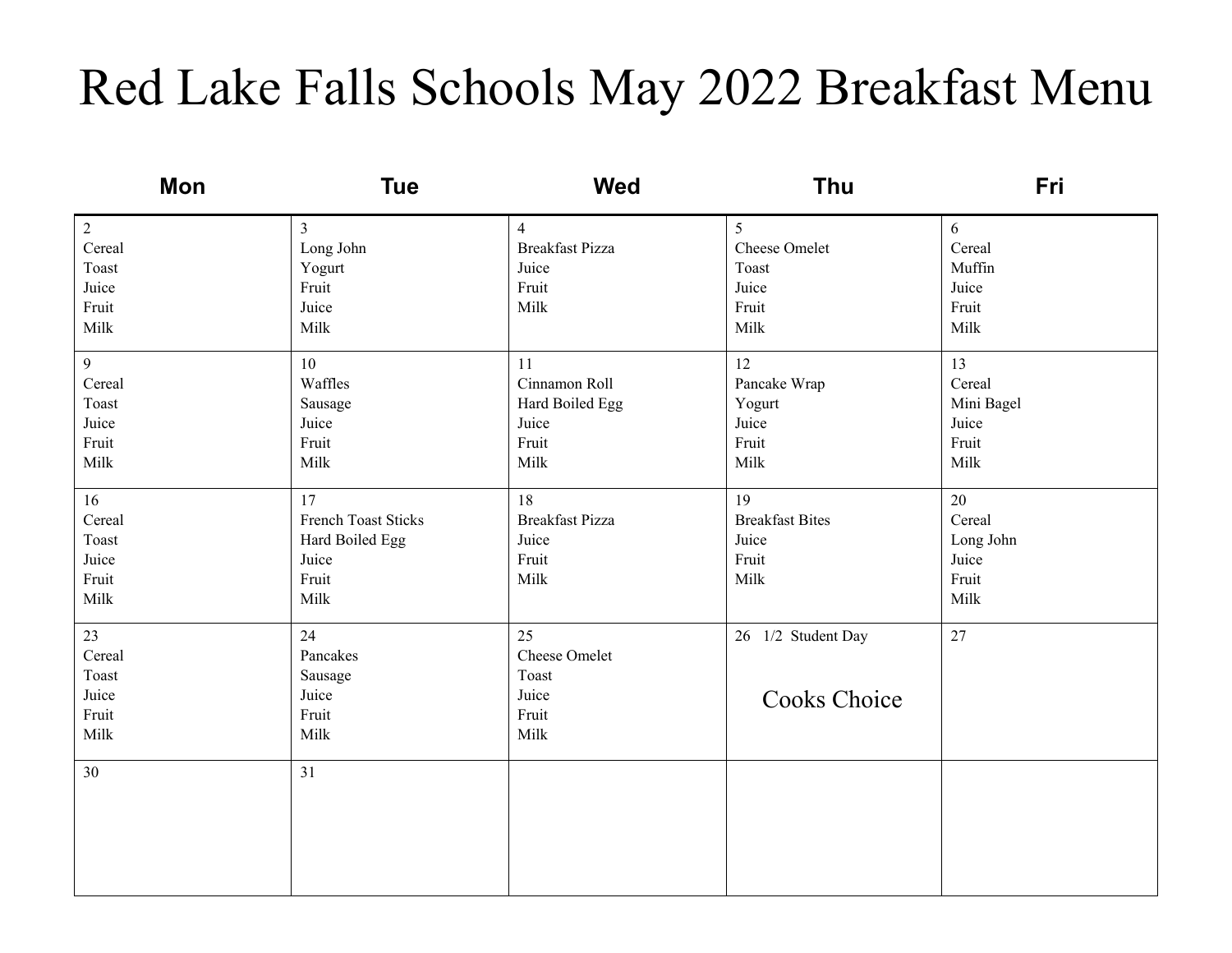# Red Lake Falls Schools May 2022 Breakfast Menu

| Mon | Tue | Wed | Thu | Fri |
| --- | --- | --- | --- | --- |
| 2<br>Cereal<br>Toast<br>Juice<br>Fruit<br>Milk | 3<br>Long John<br>Yogurt<br>Fruit<br>Juice<br>Milk | 4<br>Breakfast Pizza<br>Juice<br>Fruit<br>Milk | 5<br>Cheese Omelet<br>Toast<br>Juice<br>Fruit<br>Milk | 6<br>Cereal<br>Muffin<br>Juice<br>Fruit<br>Milk |
| 9<br>Cereal<br>Toast<br>Juice<br>Fruit<br>Milk | 10<br>Waffles<br>Sausage<br>Juice<br>Fruit<br>Milk | 11<br>Cinnamon Roll<br>Hard Boiled Egg<br>Juice<br>Fruit<br>Milk | 12<br>Pancake Wrap<br>Yogurt<br>Juice<br>Fruit<br>Milk | 13<br>Cereal<br>Mini Bagel<br>Juice<br>Fruit<br>Milk |
| 16<br>Cereal<br>Toast<br>Juice<br>Fruit<br>Milk | 17<br>French Toast Sticks<br>Hard Boiled Egg<br>Juice<br>Fruit<br>Milk | 18<br>Breakfast Pizza<br>Juice<br>Fruit<br>Milk | 19<br>Breakfast Bites<br>Juice<br>Fruit<br>Milk | 20<br>Cereal<br>Long John<br>Juice<br>Fruit<br>Milk |
| 23<br>Cereal<br>Toast<br>Juice<br>Fruit<br>Milk | 24<br>Pancakes<br>Sausage<br>Juice<br>Fruit<br>Milk | 25<br>Cheese Omelet<br>Toast<br>Juice<br>Fruit<br>Milk | 26 1/2 Student Day<br>Cooks Choice | 27 |
| 30 | 31 | | | |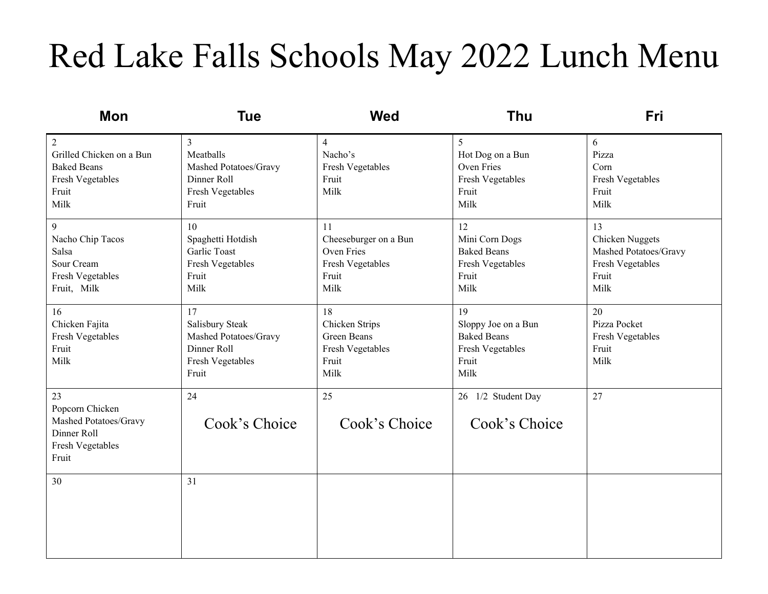# Red Lake Falls Schools May 2022 Lunch Menu

| Mon | Tue | Wed | Thu | Fri |
|---|---|---|---|---|
| 2<br>Grilled Chicken on a Bun<br>Baked Beans<br>Fresh Vegetables<br>Fruit<br>Milk | 3<br>Meatballs<br>Mashed Potatoes/Gravy<br>Dinner Roll<br>Fresh Vegetables<br>Fruit | 4<br>Nacho's<br>Fresh Vegetables<br>Fruit<br>Milk | 5<br>Hot Dog on a Bun<br>Oven Fries<br>Fresh Vegetables<br>Fruit<br>Milk | 6<br>Pizza<br>Corn<br>Fresh Vegetables<br>Fruit<br>Milk |
| 9<br>Nacho Chip Tacos<br>Salsa<br>Sour Cream<br>Fresh Vegetables<br>Fruit, Milk | 10<br>Spaghetti Hotdish<br>Garlic Toast<br>Fresh Vegetables<br>Fruit<br>Milk | 11<br>Cheeseburger on a Bun<br>Oven Fries<br>Fresh Vegetables<br>Fruit<br>Milk | 12<br>Mini Corn Dogs<br>Baked Beans<br>Fresh Vegetables<br>Fruit<br>Milk | 13<br>Chicken Nuggets<br>Mashed Potatoes/Gravy<br>Fresh Vegetables<br>Fruit<br>Milk |
| 16<br>Chicken Fajita<br>Fresh Vegetables<br>Fruit<br>Milk | 17<br>Salisbury Steak<br>Mashed Potatoes/Gravy<br>Dinner Roll<br>Fresh Vegetables<br>Fruit | 18<br>Chicken Strips<br>Green Beans<br>Fresh Vegetables<br>Fruit<br>Milk | 19<br>Sloppy Joe on a Bun<br>Baked Beans<br>Fresh Vegetables<br>Fruit<br>Milk | 20<br>Pizza Pocket<br>Fresh Vegetables<br>Fruit<br>Milk |
| 23<br>Popcorn Chicken<br>Mashed Potatoes/Gravy<br>Dinner Roll<br>Fresh Vegetables<br>Fruit | 24<br>Cook's Choice | 25<br>Cook's Choice | 26 1/2 Student Day<br>Cook's Choice | 27 |
| 30 | 31 | | | |